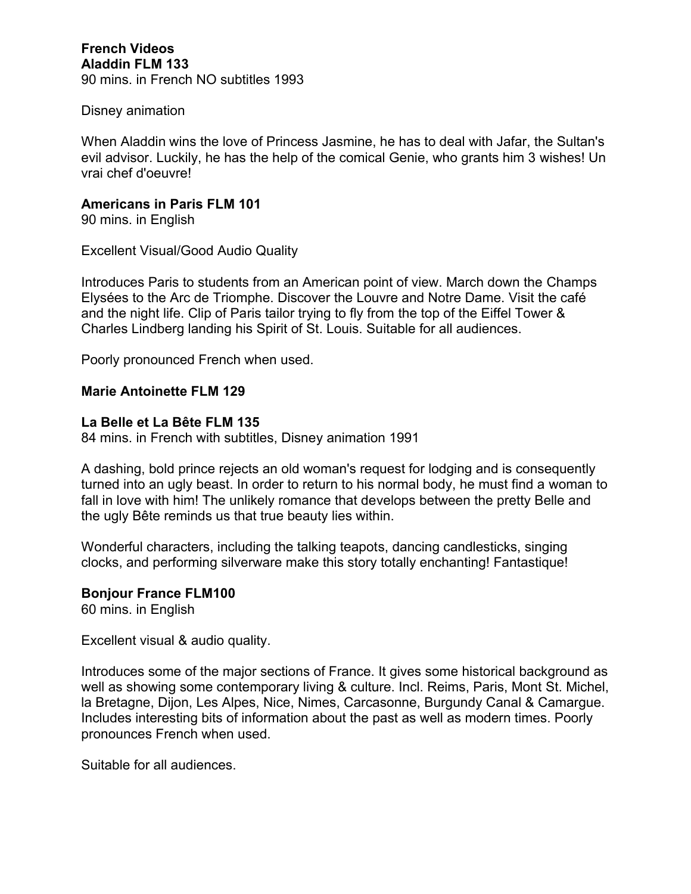# French Videos

**Aladdin FLM 133**
90 mins. in French NO subtitles 1993

Disney animation

When Aladdin wins the love of Princess Jasmine, he has to deal with Jafar, the Sultan's evil advisor. Luckily, he has the help of the comical Genie, who grants him 3 wishes! Un vrai chef d'oeuvre!

**Americans in Paris FLM 101**
90 mins. in English

Excellent Visual/Good Audio Quality

Introduces Paris to students from an American point of view. March down the Champs Elysées to the Arc de Triomphe. Discover the Louvre and Notre Dame. Visit the café and the night life. Clip of Paris tailor trying to fly from the top of the Eiffel Tower & Charles Lindberg landing his Spirit of St. Louis. Suitable for all audiences.

Poorly pronounced French when used.

**Marie Antoinette FLM 129**

**La Belle et La Bête FLM 135**
84 mins. in French with subtitles, Disney animation 1991

A dashing, bold prince rejects an old woman's request for lodging and is consequently turned into an ugly beast. In order to return to his normal body, he must find a woman to fall in love with him! The unlikely romance that develops between the pretty Belle and the ugly Bête reminds us that true beauty lies within.

Wonderful characters, including the talking teapots, dancing candlesticks, singing clocks, and performing silverware make this story totally enchanting! Fantastique!

**Bonjour France FLM100**
60 mins. in English

Excellent visual & audio quality.

Introduces some of the major sections of France. It gives some historical background as well as showing some contemporary living & culture. Incl. Reims, Paris, Mont St. Michel, la Bretagne, Dijon, Les Alpes, Nice, Nimes, Carcasonne, Burgundy Canal & Camargue. Includes interesting bits of information about the past as well as modern times. Poorly pronounces French when used.

Suitable for all audiences.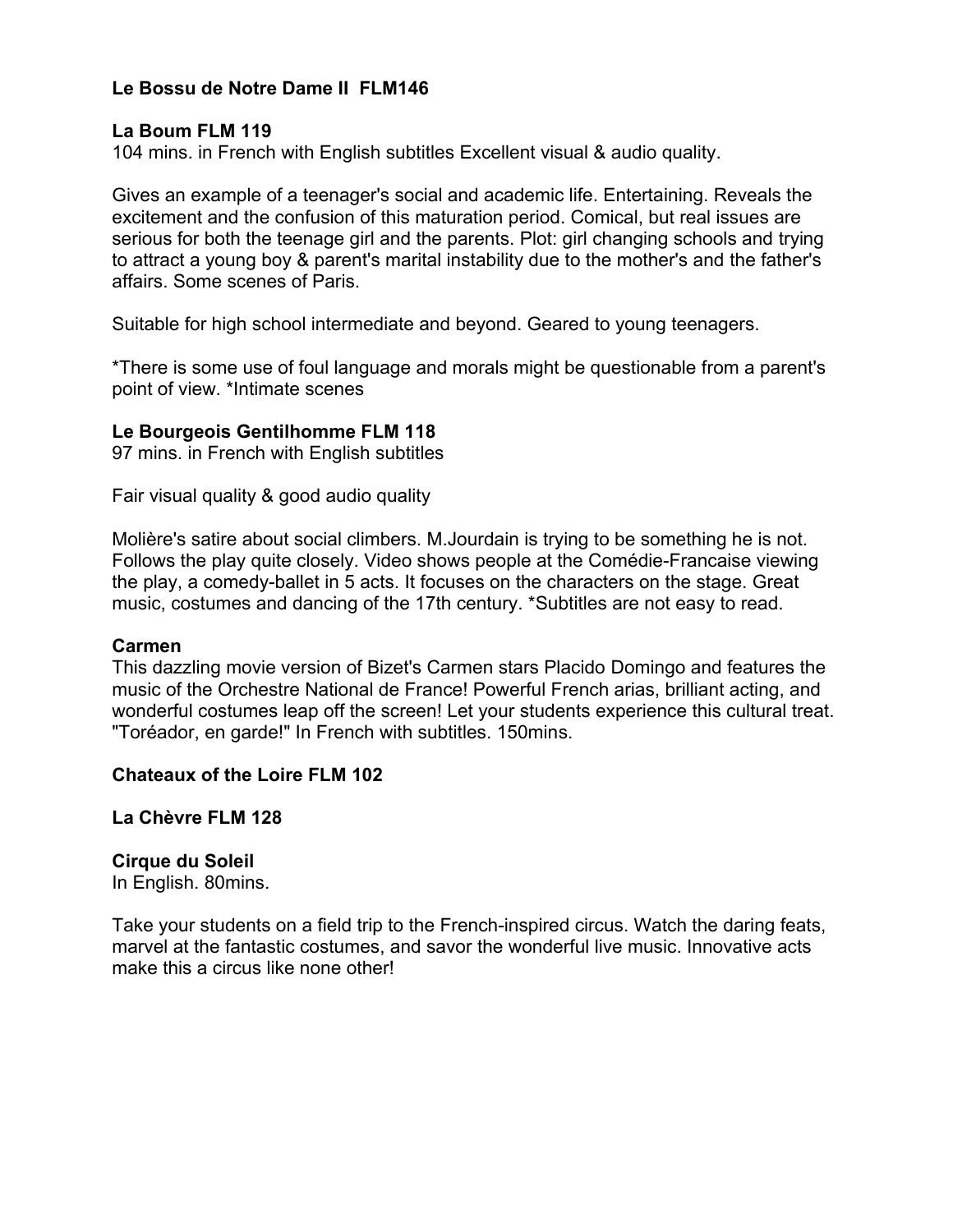**Le Bossu de Notre Dame II  FLM146**

**La Boum FLM 119**
104 mins. in French with English subtitles Excellent visual & audio quality.

Gives an example of a teenager's social and academic life. Entertaining. Reveals the excitement and the confusion of this maturation period. Comical, but real issues are serious for both the teenage girl and the parents. Plot: girl changing schools and trying to attract a young boy & parent's marital instability due to the mother's and the father's affairs. Some scenes of Paris.

Suitable for high school intermediate and beyond. Geared to young teenagers.

*There is some use of foul language and morals might be questionable from a parent's point of view. *Intimate scenes

**Le Bourgeois Gentilhomme FLM 118**
97 mins. in French with English subtitles

Fair visual quality & good audio quality

Molière's satire about social climbers. M.Jourdain is trying to be something he is not. Follows the play quite closely. Video shows people at the Comédie-Francaise viewing the play, a comedy-ballet in 5 acts. It focuses on the characters on the stage. Great music, costumes and dancing of the 17th century. *Subtitles are not easy to read.

**Carmen**
This dazzling movie version of Bizet's Carmen stars Placido Domingo and features the music of the Orchestre National de France! Powerful French arias, brilliant acting, and wonderful costumes leap off the screen! Let your students experience this cultural treat. "Toréador, en garde!" In French with subtitles. 150mins.

**Chateaux of the Loire FLM 102**

**La Chèvre FLM 128**

**Cirque du Soleil**
In English. 80mins.

Take your students on a field trip to the French-inspired circus. Watch the daring feats, marvel at the fantastic costumes, and savor the wonderful live music. Innovative acts make this a circus like none other!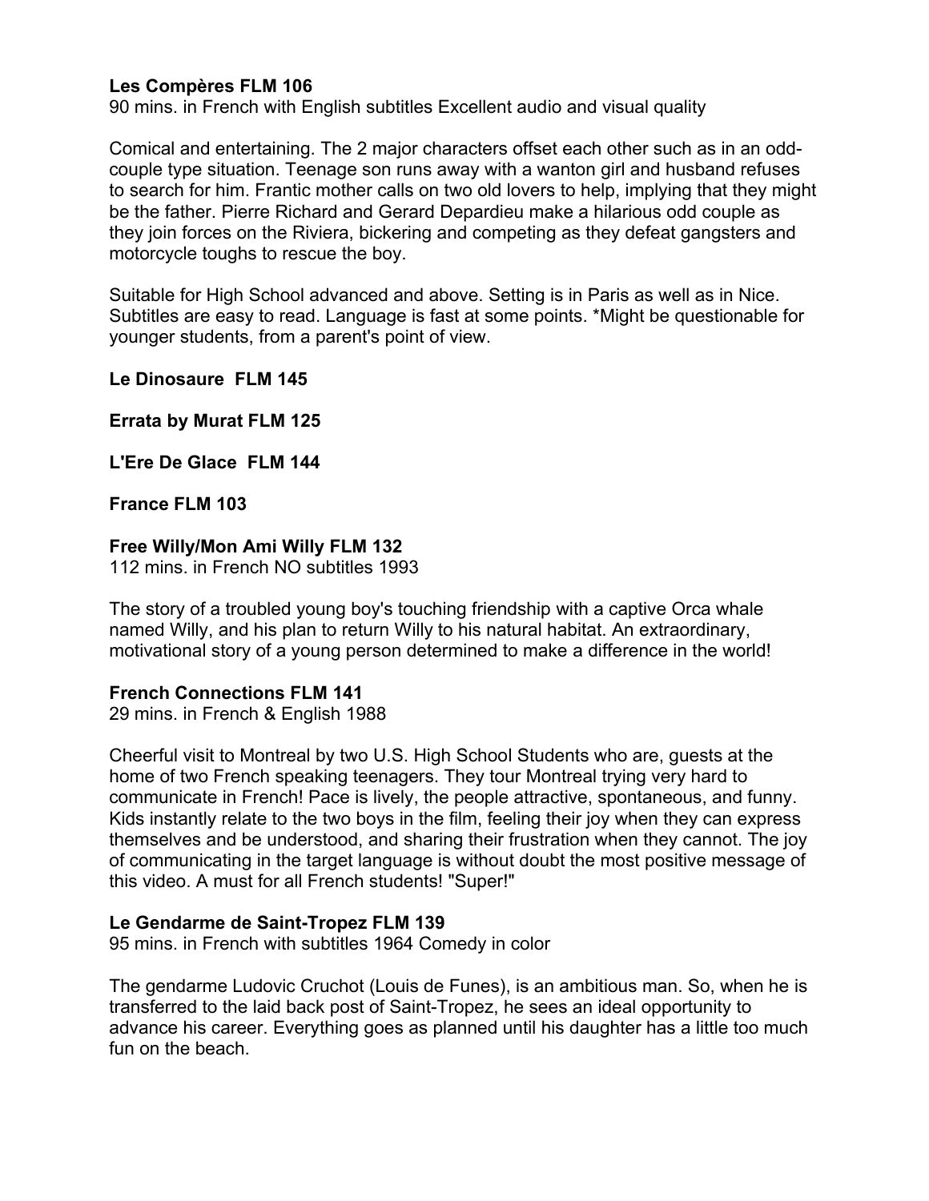**Les Compères FLM 106**

90 mins. in French with English subtitles Excellent audio and visual quality

Comical and entertaining. The 2 major characters offset each other such as in an odd-couple type situation. Teenage son runs away with a wanton girl and husband refuses to search for him. Frantic mother calls on two old lovers to help, implying that they might be the father. Pierre Richard and Gerard Depardieu make a hilarious odd couple as they join forces on the Riviera, bickering and competing as they defeat gangsters and motorcycle toughs to rescue the boy.

Suitable for High School advanced and above. Setting is in Paris as well as in Nice. Subtitles are easy to read. Language is fast at some points. *Might be questionable for younger students, from a parent's point of view.

**Le Dinosaure FLM 145**

**Errata by Murat FLM 125**

**L'Ere De Glace FLM 144**

**France FLM 103**

**Free Willy/Mon Ami Willy FLM 132**

112 mins. in French NO subtitles 1993

The story of a troubled young boy's touching friendship with a captive Orca whale named Willy, and his plan to return Willy to his natural habitat. An extraordinary, motivational story of a young person determined to make a difference in the world!

**French Connections FLM 141**

29 mins. in French & English 1988

Cheerful visit to Montreal by two U.S. High School Students who are, guests at the home of two French speaking teenagers. They tour Montreal trying very hard to communicate in French! Pace is lively, the people attractive, spontaneous, and funny. Kids instantly relate to the two boys in the film, feeling their joy when they can express themselves and be understood, and sharing their frustration when they cannot. The joy of communicating in the target language is without doubt the most positive message of this video. A must for all French students! "Super!"

**Le Gendarme de Saint-Tropez FLM 139**

95 mins. in French with subtitles 1964 Comedy in color

The gendarme Ludovic Cruchot (Louis de Funes), is an ambitious man. So, when he is transferred to the laid back post of Saint-Tropez, he sees an ideal opportunity to advance his career. Everything goes as planned until his daughter has a little too much fun on the beach.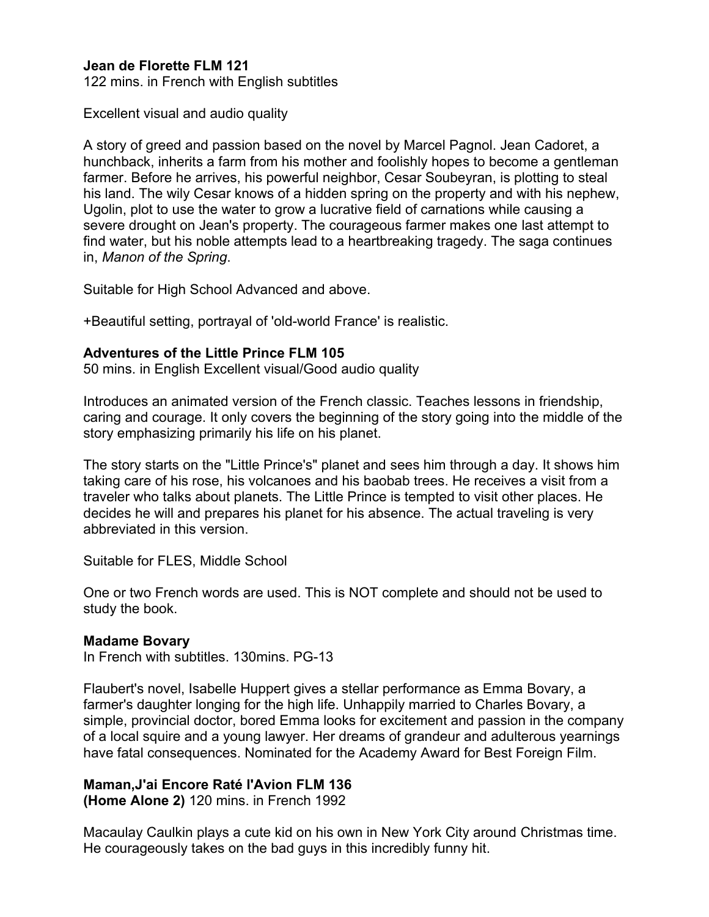**Jean de Florette FLM 121**
122 mins. in French with English subtitles

Excellent visual and audio quality

A story of greed and passion based on the novel by Marcel Pagnol. Jean Cadoret, a hunchback, inherits a farm from his mother and foolishly hopes to become a gentleman farmer. Before he arrives, his powerful neighbor, Cesar Soubeyran, is plotting to steal his land. The wily Cesar knows of a hidden spring on the property and with his nephew, Ugolin, plot to use the water to grow a lucrative field of carnations while causing a severe drought on Jean's property. The courageous farmer makes one last attempt to find water, but his noble attempts lead to a heartbreaking tragedy. The saga continues in, *Manon of the Spring*.

Suitable for High School Advanced and above.

+Beautiful setting, portrayal of 'old-world France' is realistic.

**Adventures of the Little Prince FLM 105**
50 mins. in English Excellent visual/Good audio quality

Introduces an animated version of the French classic. Teaches lessons in friendship, caring and courage. It only covers the beginning of the story going into the middle of the story emphasizing primarily his life on his planet.

The story starts on the "Little Prince's" planet and sees him through a day. It shows him taking care of his rose, his volcanoes and his baobab trees. He receives a visit from a traveler who talks about planets. The Little Prince is tempted to visit other places. He decides he will and prepares his planet for his absence. The actual traveling is very abbreviated in this version.

Suitable for FLES, Middle School

One or two French words are used. This is NOT complete and should not be used to study the book.

**Madame Bovary**
In French with subtitles. 130mins. PG-13

Flaubert's novel, Isabelle Huppert gives a stellar performance as Emma Bovary, a farmer's daughter longing for the high life. Unhappily married to Charles Bovary, a simple, provincial doctor, bored Emma looks for excitement and passion in the company of a local squire and a young lawyer. Her dreams of grandeur and adulterous yearnings have fatal consequences. Nominated for the Academy Award for Best Foreign Film.

**Maman,J'ai Encore Raté l'Avion FLM 136**
**(Home Alone 2)** 120 mins. in French 1992

Macaulay Caulkin plays a cute kid on his own in New York City around Christmas time. He courageously takes on the bad guys in this incredibly funny hit.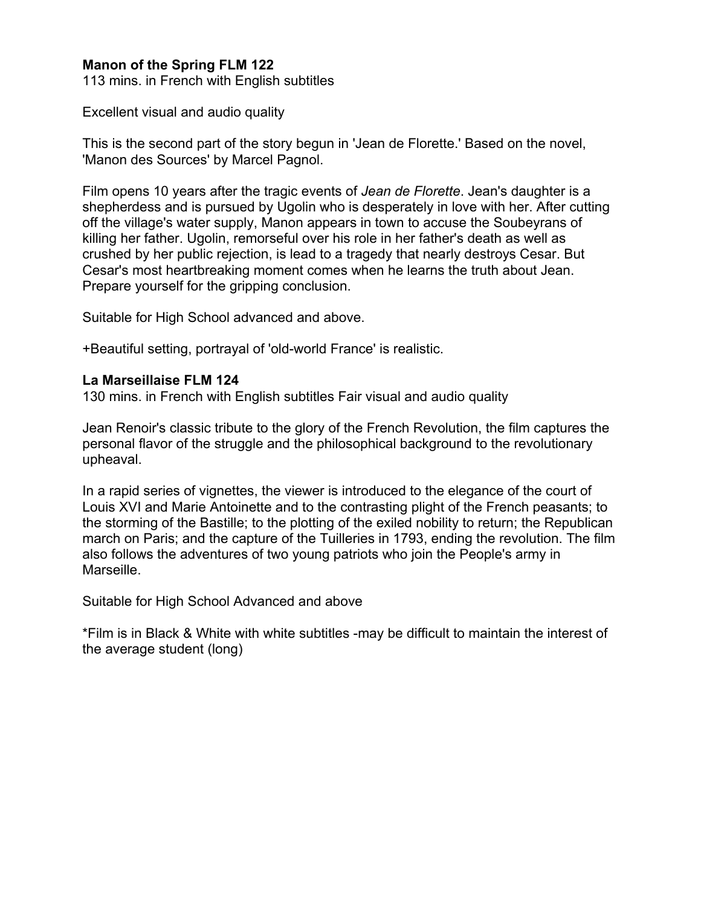**Manon of the Spring FLM 122**
113 mins. in French with English subtitles

Excellent visual and audio quality

This is the second part of the story begun in 'Jean de Florette.' Based on the novel, 'Manon des Sources' by Marcel Pagnol.

Film opens 10 years after the tragic events of *Jean de Florette*. Jean's daughter is a shepherdess and is pursued by Ugolin who is desperately in love with her. After cutting off the village's water supply, Manon appears in town to accuse the Soubeyrans of killing her father. Ugolin, remorseful over his role in her father's death as well as crushed by her public rejection, is lead to a tragedy that nearly destroys Cesar. But Cesar's most heartbreaking moment comes when he learns the truth about Jean. Prepare yourself for the gripping conclusion.

Suitable for High School advanced and above.

+Beautiful setting, portrayal of 'old-world France' is realistic.

**La Marseillaise FLM 124**
130 mins. in French with English subtitles Fair visual and audio quality

Jean Renoir's classic tribute to the glory of the French Revolution, the film captures the personal flavor of the struggle and the philosophical background to the revolutionary upheaval.

In a rapid series of vignettes, the viewer is introduced to the elegance of the court of Louis XVI and Marie Antoinette and to the contrasting plight of the French peasants; to the storming of the Bastille; to the plotting of the exiled nobility to return; the Republican march on Paris; and the capture of the Tuilleries in 1793, ending the revolution. The film also follows the adventures of two young patriots who join the People's army in Marseille.

Suitable for High School Advanced and above

*Film is in Black & White with white subtitles -may be difficult to maintain the interest of the average student (long)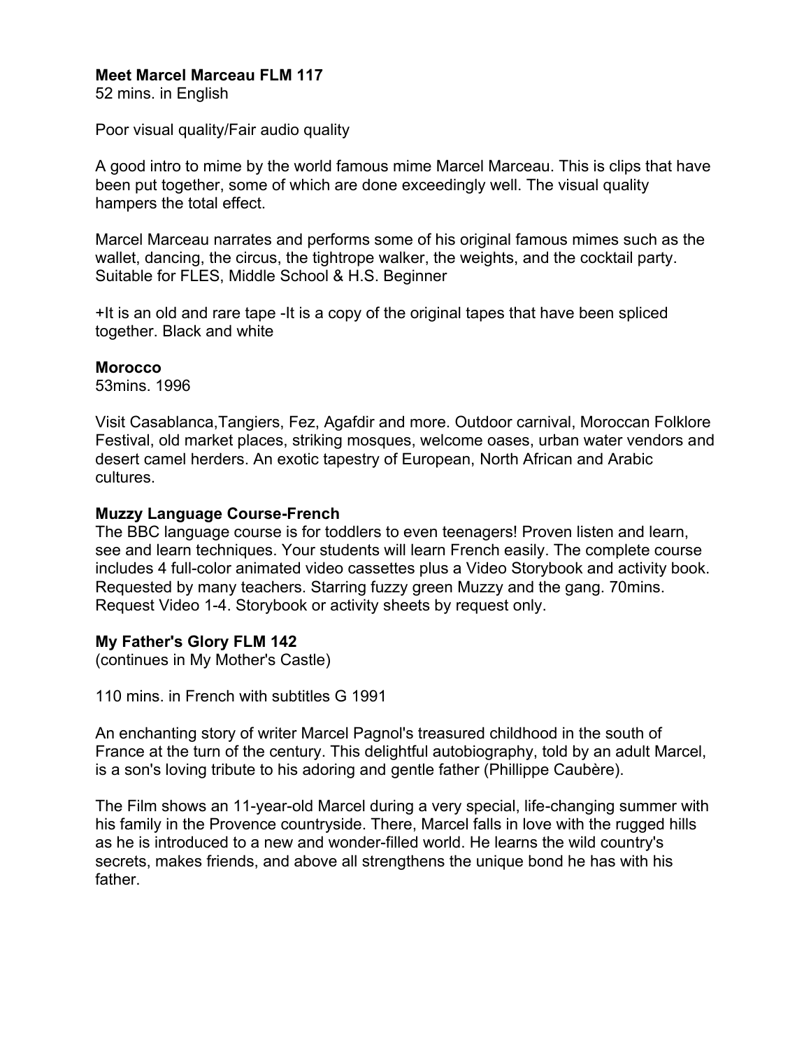**Meet Marcel Marceau FLM 117**
52 mins. in English

Poor visual quality/Fair audio quality

A good intro to mime by the world famous mime Marcel Marceau. This is clips that have been put together, some of which are done exceedingly well. The visual quality hampers the total effect.

Marcel Marceau narrates and performs some of his original famous mimes such as the wallet, dancing, the circus, the tightrope walker, the weights, and the cocktail party. Suitable for FLES, Middle School & H.S. Beginner

+It is an old and rare tape -It is a copy of the original tapes that have been spliced together. Black and white

**Morocco**
53mins. 1996

Visit Casablanca,Tangiers, Fez, Agafdir and more. Outdoor carnival, Moroccan Folklore Festival, old market places, striking mosques, welcome oases, urban water vendors and desert camel herders. An exotic tapestry of European, North African and Arabic cultures.

**Muzzy Language Course-French**
The BBC language course is for toddlers to even teenagers! Proven listen and learn, see and learn techniques. Your students will learn French easily. The complete course includes 4 full-color animated video cassettes plus a Video Storybook and activity book. Requested by many teachers. Starring fuzzy green Muzzy and the gang. 70mins. Request Video 1-4. Storybook or activity sheets by request only.

**My Father's Glory FLM 142**
(continues in My Mother's Castle)

110 mins. in French with subtitles G 1991

An enchanting story of writer Marcel Pagnol's treasured childhood in the south of France at the turn of the century. This delightful autobiography, told by an adult Marcel, is a son's loving tribute to his adoring and gentle father (Phillippe Caubère).

The Film shows an 11-year-old Marcel during a very special, life-changing summer with his family in the Provence countryside. There, Marcel falls in love with the rugged hills as he is introduced to a new and wonder-filled world. He learns the wild country's secrets, makes friends, and above all strengthens the unique bond he has with his father.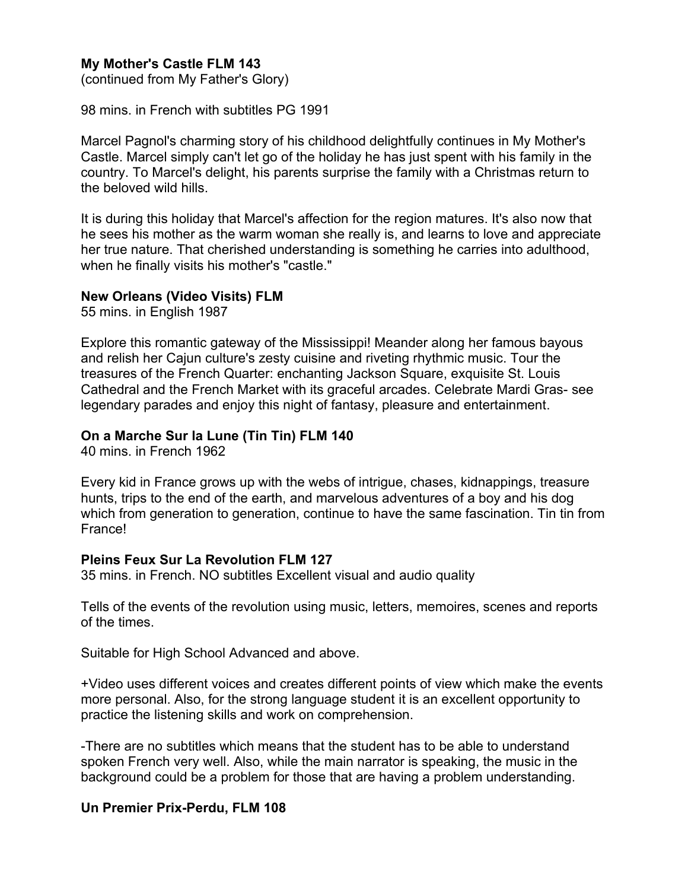**My Mother's Castle FLM 143**
(continued from My Father's Glory)

98 mins. in French with subtitles PG 1991

Marcel Pagnol's charming story of his childhood delightfully continues in My Mother's Castle. Marcel simply can't let go of the holiday he has just spent with his family in the country. To Marcel's delight, his parents surprise the family with a Christmas return to the beloved wild hills.

It is during this holiday that Marcel's affection for the region matures. It's also now that he sees his mother as the warm woman she really is, and learns to love and appreciate her true nature. That cherished understanding is something he carries into adulthood, when he finally visits his mother's "castle."

**New Orleans (Video Visits) FLM**
55 mins. in English 1987

Explore this romantic gateway of the Mississippi! Meander along her famous bayous and relish her Cajun culture's zesty cuisine and riveting rhythmic music. Tour the treasures of the French Quarter: enchanting Jackson Square, exquisite St. Louis Cathedral and the French Market with its graceful arcades. Celebrate Mardi Gras- see legendary parades and enjoy this night of fantasy, pleasure and entertainment.

**On a Marche Sur la Lune (Tin Tin) FLM 140**
40 mins. in French 1962

Every kid in France grows up with the webs of intrigue, chases, kidnappings, treasure hunts, trips to the end of the earth, and marvelous adventures of a boy and his dog which from generation to generation, continue to have the same fascination. Tin tin from France!

**Pleins Feux Sur La Revolution FLM 127**
35 mins. in French. NO subtitles Excellent visual and audio quality

Tells of the events of the revolution using music, letters, memoires, scenes and reports of the times.

Suitable for High School Advanced and above.

+Video uses different voices and creates different points of view which make the events more personal. Also, for the strong language student it is an excellent opportunity to practice the listening skills and work on comprehension.

-There are no subtitles which means that the student has to be able to understand spoken French very well. Also, while the main narrator is speaking, the music in the background could be a problem for those that are having a problem understanding.

**Un Premier Prix-Perdu, FLM 108**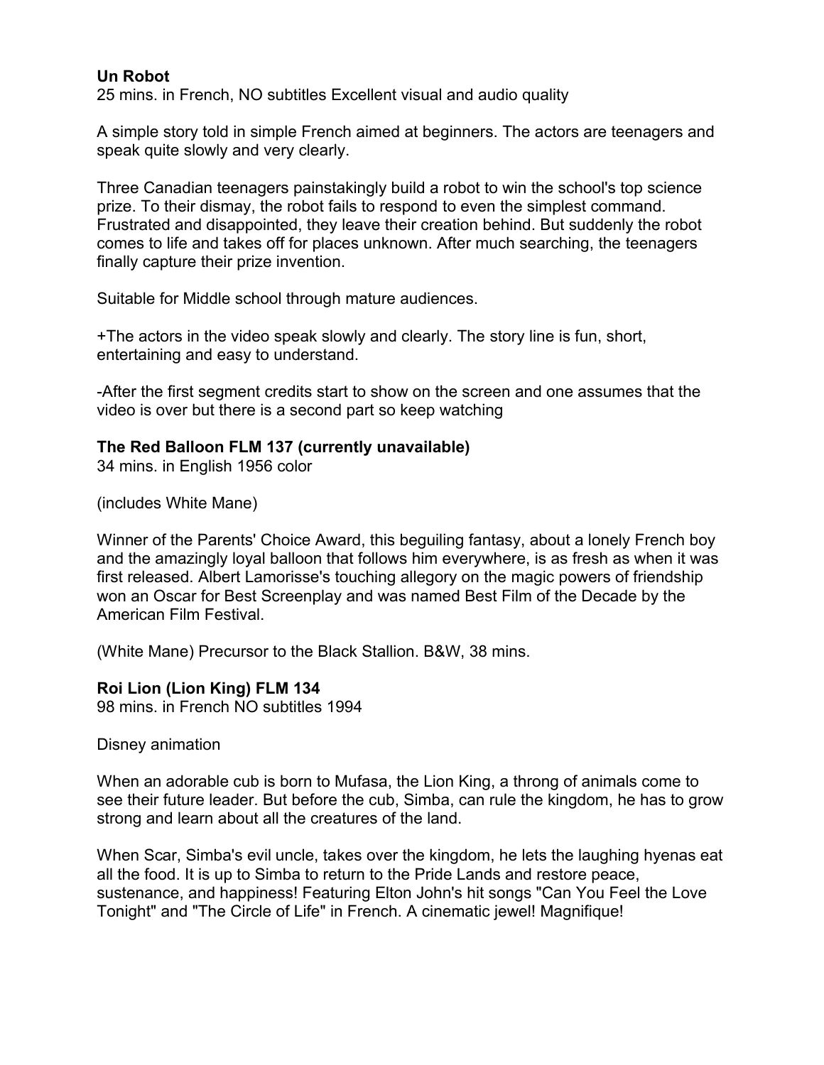**Un Robot**
25 mins. in French, NO subtitles Excellent visual and audio quality

A simple story told in simple French aimed at beginners. The actors are teenagers and speak quite slowly and very clearly.

Three Canadian teenagers painstakingly build a robot to win the school's top science prize. To their dismay, the robot fails to respond to even the simplest command. Frustrated and disappointed, they leave their creation behind. But suddenly the robot comes to life and takes off for places unknown. After much searching, the teenagers finally capture their prize invention.

Suitable for Middle school through mature audiences.

+The actors in the video speak slowly and clearly. The story line is fun, short, entertaining and easy to understand.

-After the first segment credits start to show on the screen and one assumes that the video is over but there is a second part so keep watching

**The Red Balloon FLM 137 (currently unavailable)**
34 mins. in English 1956 color

(includes White Mane)

Winner of the Parents' Choice Award, this beguiling fantasy, about a lonely French boy and the amazingly loyal balloon that follows him everywhere, is as fresh as when it was first released. Albert Lamorisse's touching allegory on the magic powers of friendship won an Oscar for Best Screenplay and was named Best Film of the Decade by the American Film Festival.

(White Mane) Precursor to the Black Stallion. B&W, 38 mins.

**Roi Lion (Lion King) FLM 134**
98 mins. in French NO subtitles 1994

Disney animation

When an adorable cub is born to Mufasa, the Lion King, a throng of animals come to see their future leader. But before the cub, Simba, can rule the kingdom, he has to grow strong and learn about all the creatures of the land.

When Scar, Simba's evil uncle, takes over the kingdom, he lets the laughing hyenas eat all the food. It is up to Simba to return to the Pride Lands and restore peace, sustenance, and happiness! Featuring Elton John's hit songs "Can You Feel the Love Tonight" and "The Circle of Life" in French. A cinematic jewel! Magnifique!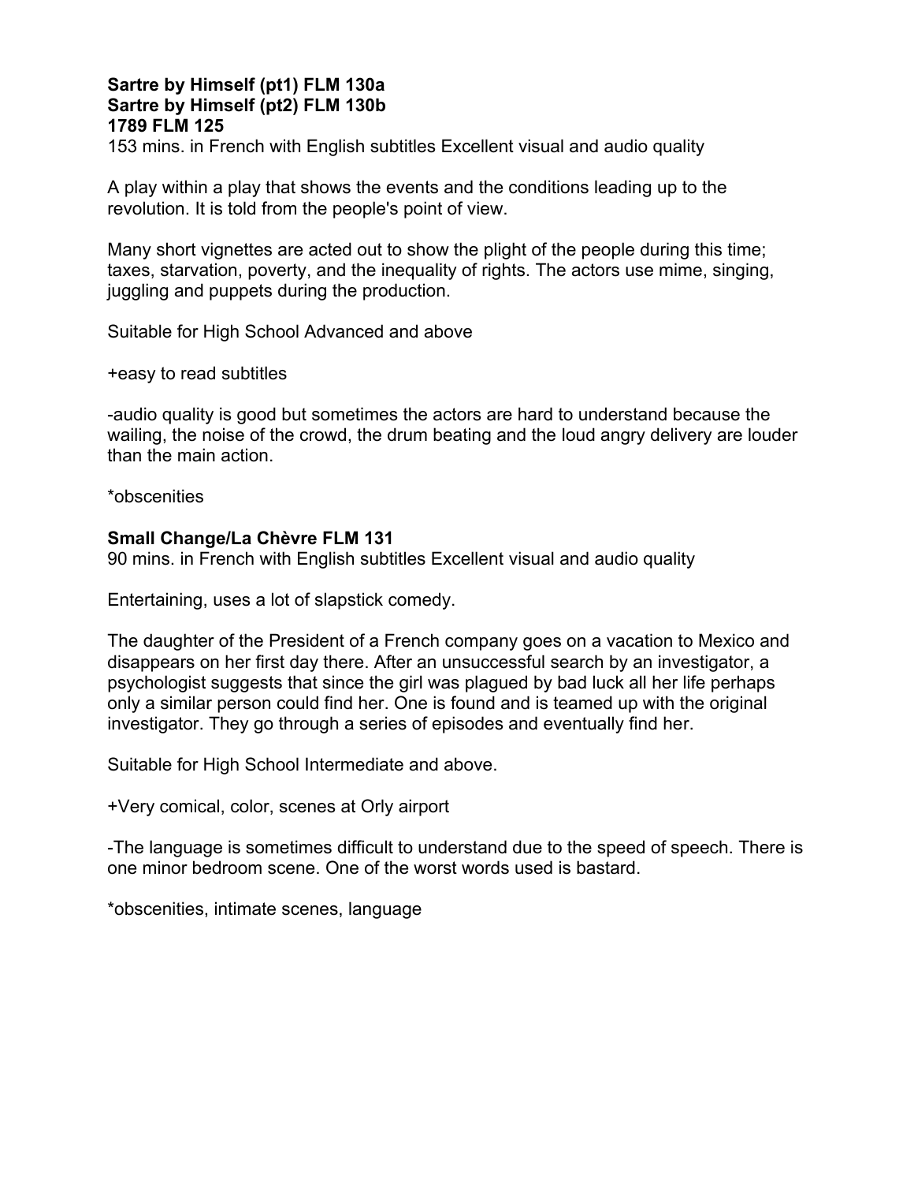**Sartre by Himself (pt1) FLM 130a**
**Sartre by Himself (pt2) FLM 130b**
**1789 FLM 125**
153 mins. in French with English subtitles Excellent visual and audio quality

A play within a play that shows the events and the conditions leading up to the revolution. It is told from the people's point of view.

Many short vignettes are acted out to show the plight of the people during this time; taxes, starvation, poverty, and the inequality of rights. The actors use mime, singing, juggling and puppets during the production.

Suitable for High School Advanced and above

+easy to read subtitles

-audio quality is good but sometimes the actors are hard to understand because the wailing, the noise of the crowd, the drum beating and the loud angry delivery are louder than the main action.

*obscenities

**Small Change/La Chèvre FLM 131**
90 mins. in French with English subtitles Excellent visual and audio quality

Entertaining, uses a lot of slapstick comedy.

The daughter of the President of a French company goes on a vacation to Mexico and disappears on her first day there. After an unsuccessful search by an investigator, a psychologist suggests that since the girl was plagued by bad luck all her life perhaps only a similar person could find her. One is found and is teamed up with the original investigator. They go through a series of episodes and eventually find her.

Suitable for High School Intermediate and above.

+Very comical, color, scenes at Orly airport

-The language is sometimes difficult to understand due to the speed of speech. There is one minor bedroom scene. One of the worst words used is bastard.

*obscenities, intimate scenes, language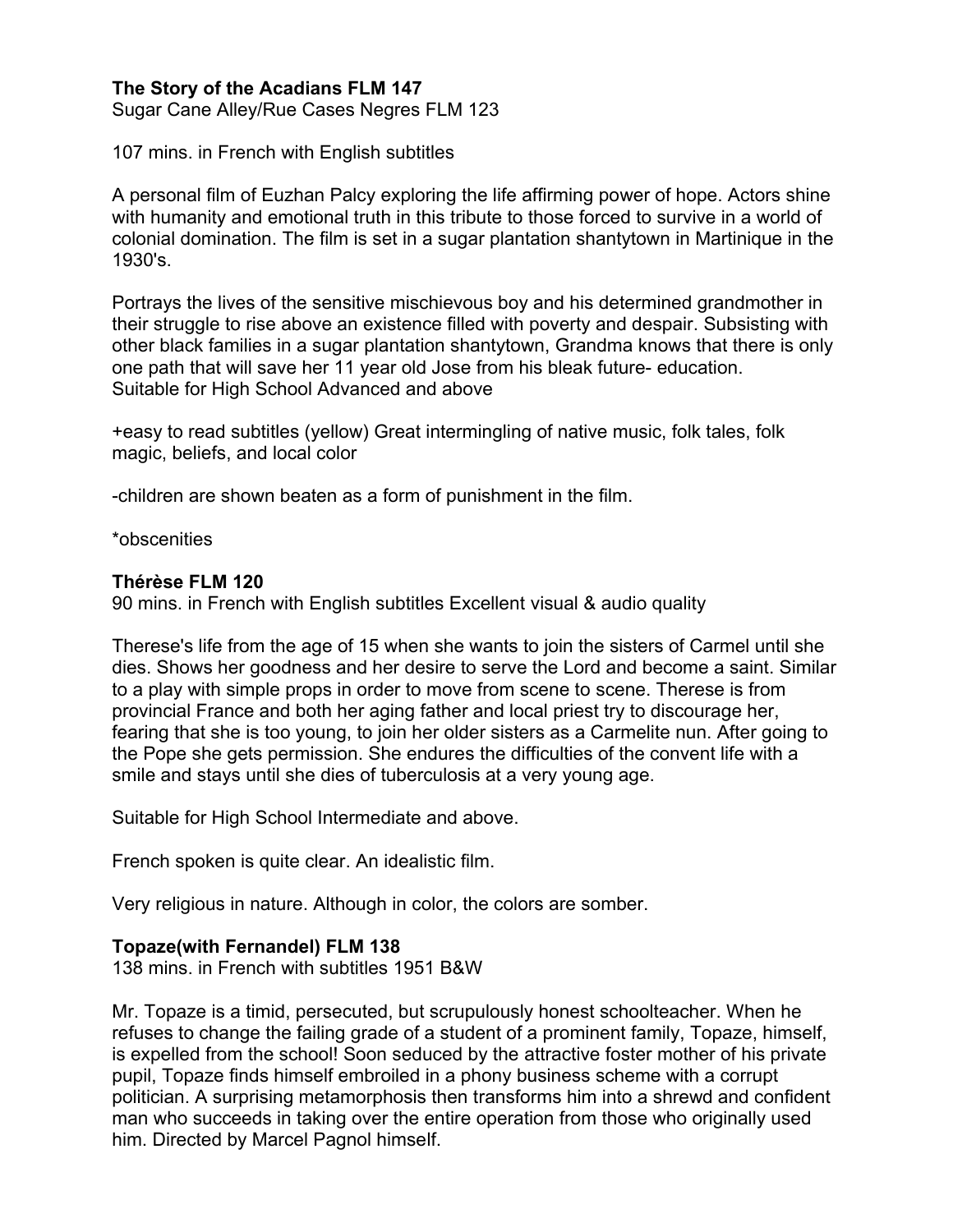**The Story of the Acadians FLM 147**
Sugar Cane Alley/Rue Cases Negres FLM 123

107 mins. in French with English subtitles

A personal film of Euzhan Palcy exploring the life affirming power of hope. Actors shine with humanity and emotional truth in this tribute to those forced to survive in a world of colonial domination. The film is set in a sugar plantation shantytown in Martinique in the 1930's.

Portrays the lives of the sensitive mischievous boy and his determined grandmother in their struggle to rise above an existence filled with poverty and despair. Subsisting with other black families in a sugar plantation shantytown, Grandma knows that there is only one path that will save her 11 year old Jose from his bleak future- education.
Suitable for High School Advanced and above

+easy to read subtitles (yellow) Great intermingling of native music, folk tales, folk magic, beliefs, and local color

-children are shown beaten as a form of punishment in the film.

*obscenities

**Thérèse FLM 120**
90 mins. in French with English subtitles Excellent visual & audio quality

Therese's life from the age of 15 when she wants to join the sisters of Carmel until she dies. Shows her goodness and her desire to serve the Lord and become a saint. Similar to a play with simple props in order to move from scene to scene. Therese is from provincial France and both her aging father and local priest try to discourage her, fearing that she is too young, to join her older sisters as a Carmelite nun. After going to the Pope she gets permission. She endures the difficulties of the convent life with a smile and stays until she dies of tuberculosis at a very young age.

Suitable for High School Intermediate and above.

French spoken is quite clear. An idealistic film.

Very religious in nature. Although in color, the colors are somber.

**Topaze(with Fernandel) FLM 138**
138 mins. in French with subtitles 1951 B&W

Mr. Topaze is a timid, persecuted, but scrupulously honest schoolteacher. When he refuses to change the failing grade of a student of a prominent family, Topaze, himself, is expelled from the school! Soon seduced by the attractive foster mother of his private pupil, Topaze finds himself embroiled in a phony business scheme with a corrupt politician. A surprising metamorphosis then transforms him into a shrewd and confident man who succeeds in taking over the entire operation from those who originally used him. Directed by Marcel Pagnol himself.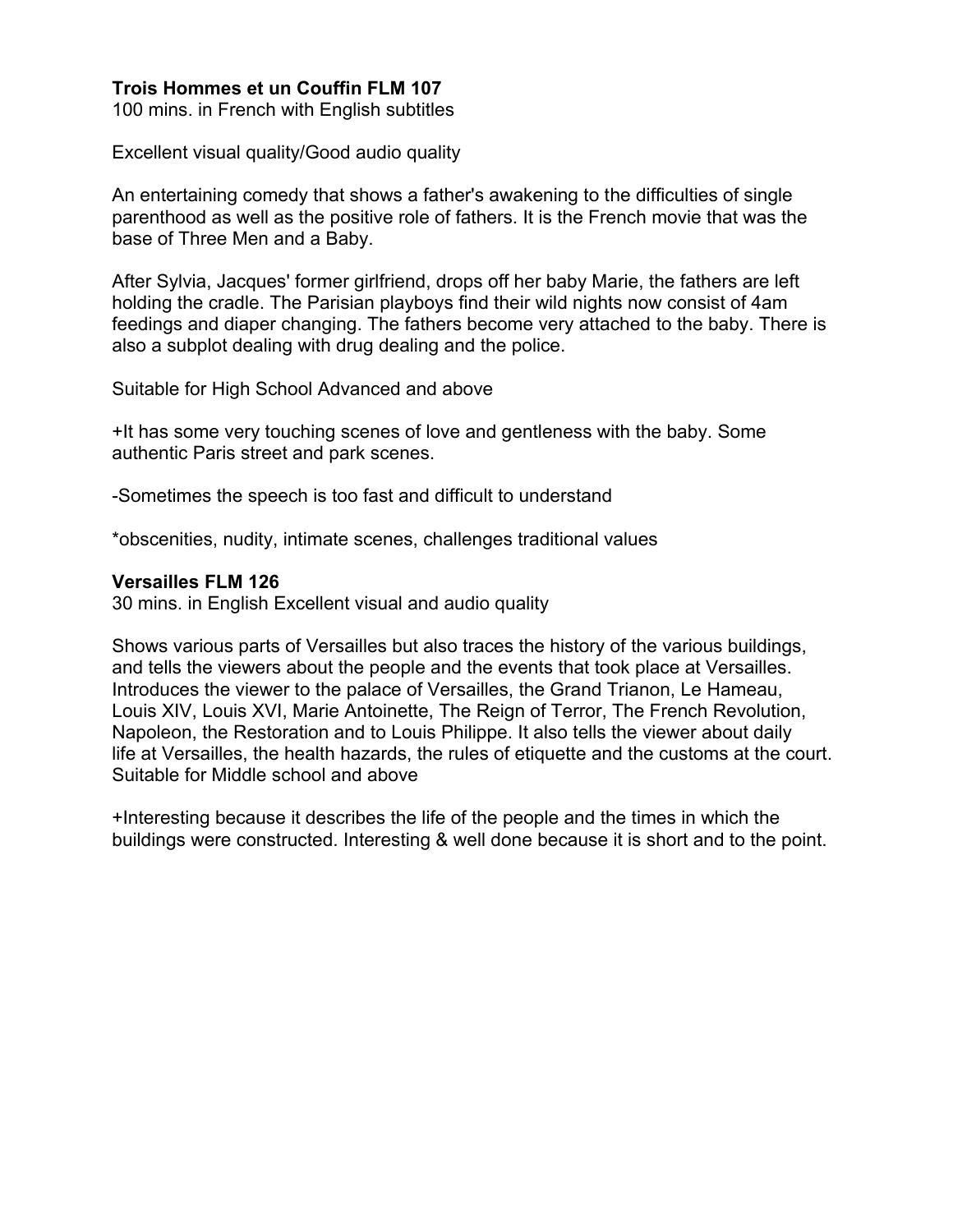**Trois Hommes et un Couffin FLM 107**
100 mins. in French with English subtitles

Excellent visual quality/Good audio quality

An entertaining comedy that shows a father's awakening to the difficulties of single parenthood as well as the positive role of fathers. It is the French movie that was the base of Three Men and a Baby.

After Sylvia, Jacques' former girlfriend, drops off her baby Marie, the fathers are left holding the cradle. The Parisian playboys find their wild nights now consist of 4am feedings and diaper changing. The fathers become very attached to the baby. There is also a subplot dealing with drug dealing and the police.

Suitable for High School Advanced and above

+It has some very touching scenes of love and gentleness with the baby. Some authentic Paris street and park scenes.

-Sometimes the speech is too fast and difficult to understand

*obscenities, nudity, intimate scenes, challenges traditional values

**Versailles FLM 126**
30 mins. in English Excellent visual and audio quality

Shows various parts of Versailles but also traces the history of the various buildings, and tells the viewers about the people and the events that took place at Versailles. Introduces the viewer to the palace of Versailles, the Grand Trianon, Le Hameau, Louis XIV, Louis XVI, Marie Antoinette, The Reign of Terror, The French Revolution, Napoleon, the Restoration and to Louis Philippe. It also tells the viewer about daily life at Versailles, the health hazards, the rules of etiquette and the customs at the court. Suitable for Middle school and above

+Interesting because it describes the life of the people and the times in which the buildings were constructed. Interesting & well done because it is short and to the point.